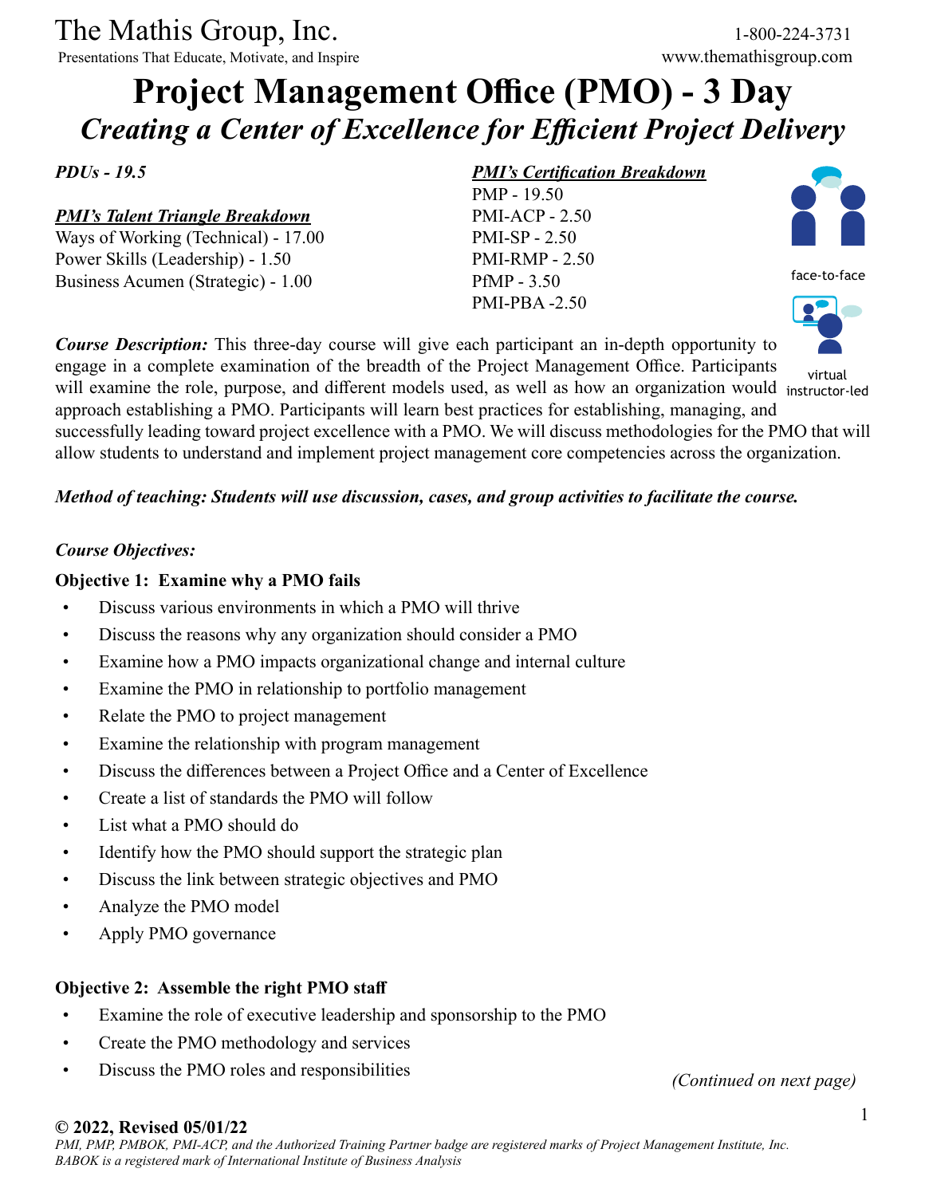The Mathis Group, Inc.
Presentations That Educate, Motivate, and Inspire

1-800-224-3731
www.themathisgroup.com

# Project Management Office (PMO) - 3 Day

## *Creating a Center of Excellence for Efficient Project Delivery*

***PDUs - 19.5***

***PMI's Talent Triangle Breakdown***
Ways of Working (Technical) - 17.00
Power Skills (Leadership) - 1.50
Business Acumen (Strategic) - 1.00

***PMI's Certification Breakdown***
PMP - 19.50
PMI-ACP - 2.50
PMI-SP - 2.50
PMI-RMP - 2.50
PfMP - 3.50
PMI-PBA -2.50

face-to-face

virtual instructor-led

***Course Description:*** This three-day course will give each participant an in-depth opportunity to engage in a complete examination of the breadth of the Project Management Office. Participants will examine the role, purpose, and different models used, as well as how an organization would approach establishing a PMO. Participants will learn best practices for establishing, managing, and successfully leading toward project excellence with a PMO. We will discuss methodologies for the PMO that will allow students to understand and implement project management core competencies across the organization.

***Method of teaching: Students will use discussion, cases, and group activities to facilitate the course.***

***Course Objectives:***

**Objective 1: Examine why a PMO fails**

- Discuss various environments in which a PMO will thrive
- Discuss the reasons why any organization should consider a PMO
- Examine how a PMO impacts organizational change and internal culture
- Examine the PMO in relationship to portfolio management
- Relate the PMO to project management
- Examine the relationship with program management
- Discuss the differences between a Project Office and a Center of Excellence
- Create a list of standards the PMO will follow
- List what a PMO should do
- Identify how the PMO should support the strategic plan
- Discuss the link between strategic objectives and PMO
- Analyze the PMO model
- Apply PMO governance

**Objective 2: Assemble the right PMO staff**

- Examine the role of executive leadership and sponsorship to the PMO
- Create the PMO methodology and services
- Discuss the PMO roles and responsibilities

*(Continued on next page)*

**© 2022, Revised 05/01/22**
*PMI, PMP, PMBOK, PMI-ACP, and the Authorized Training Partner badge are registered marks of Project Management Institute, Inc. BABOK is a registered mark of International Institute of Business Analysis*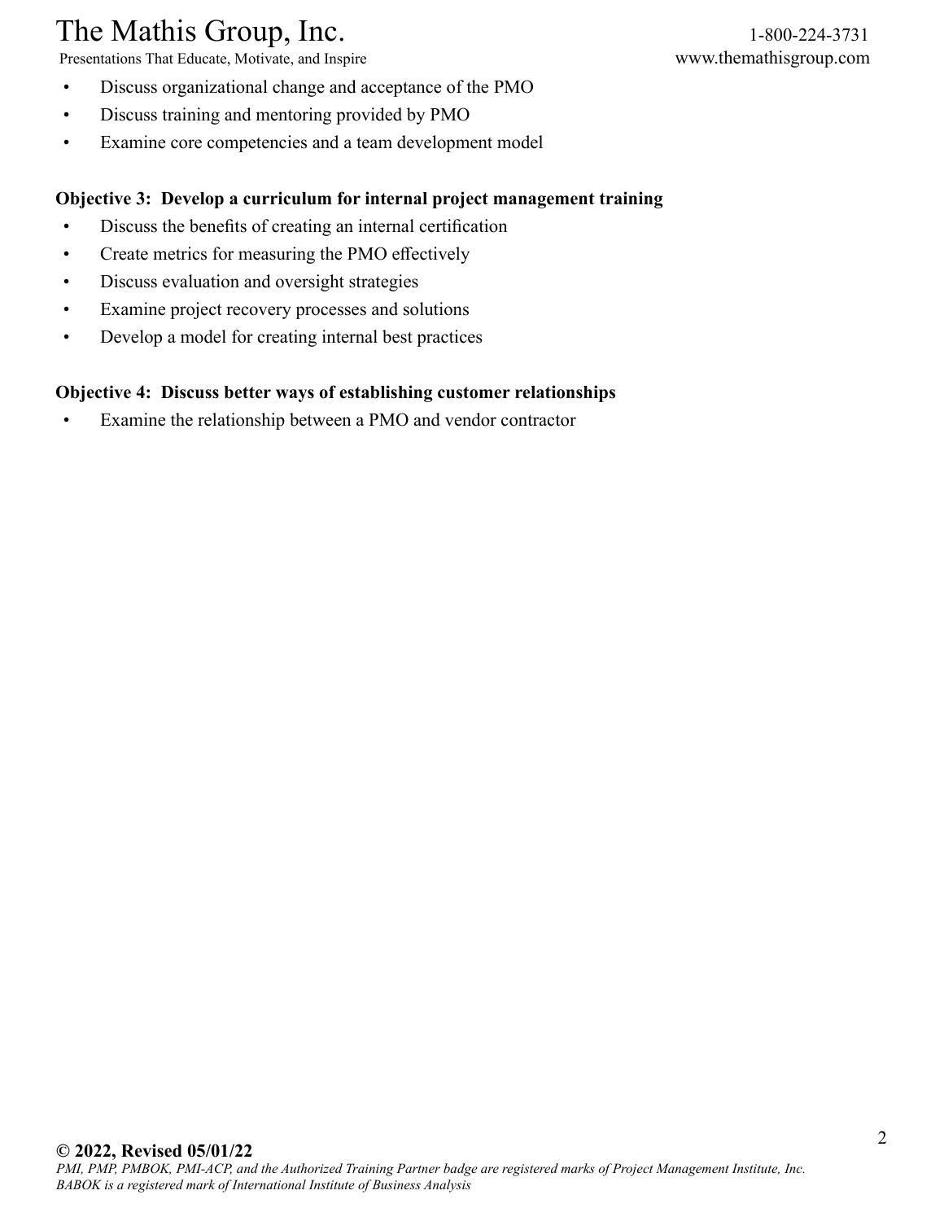- Discuss organizational change and acceptance of the PMO
- Discuss training and mentoring provided by PMO
- Examine core competencies and a team development model

**Objective 3: Develop a curriculum for internal project management training**

- Discuss the benefits of creating an internal certification
- Create metrics for measuring the PMO effectively
- Discuss evaluation and oversight strategies
- Examine project recovery processes and solutions
- Develop a model for creating internal best practices

**Objective 4: Discuss better ways of establishing customer relationships**

- Examine the relationship between a PMO and vendor contractor

**© 2022, Revised 05/01/22**

*PMI, PMP, PMBOK, PMI-ACP, and the Authorized Training Partner badge are registered marks of Project Management Institute, Inc.*
*BABOK is a registered mark of International Institute of Business Analysis*